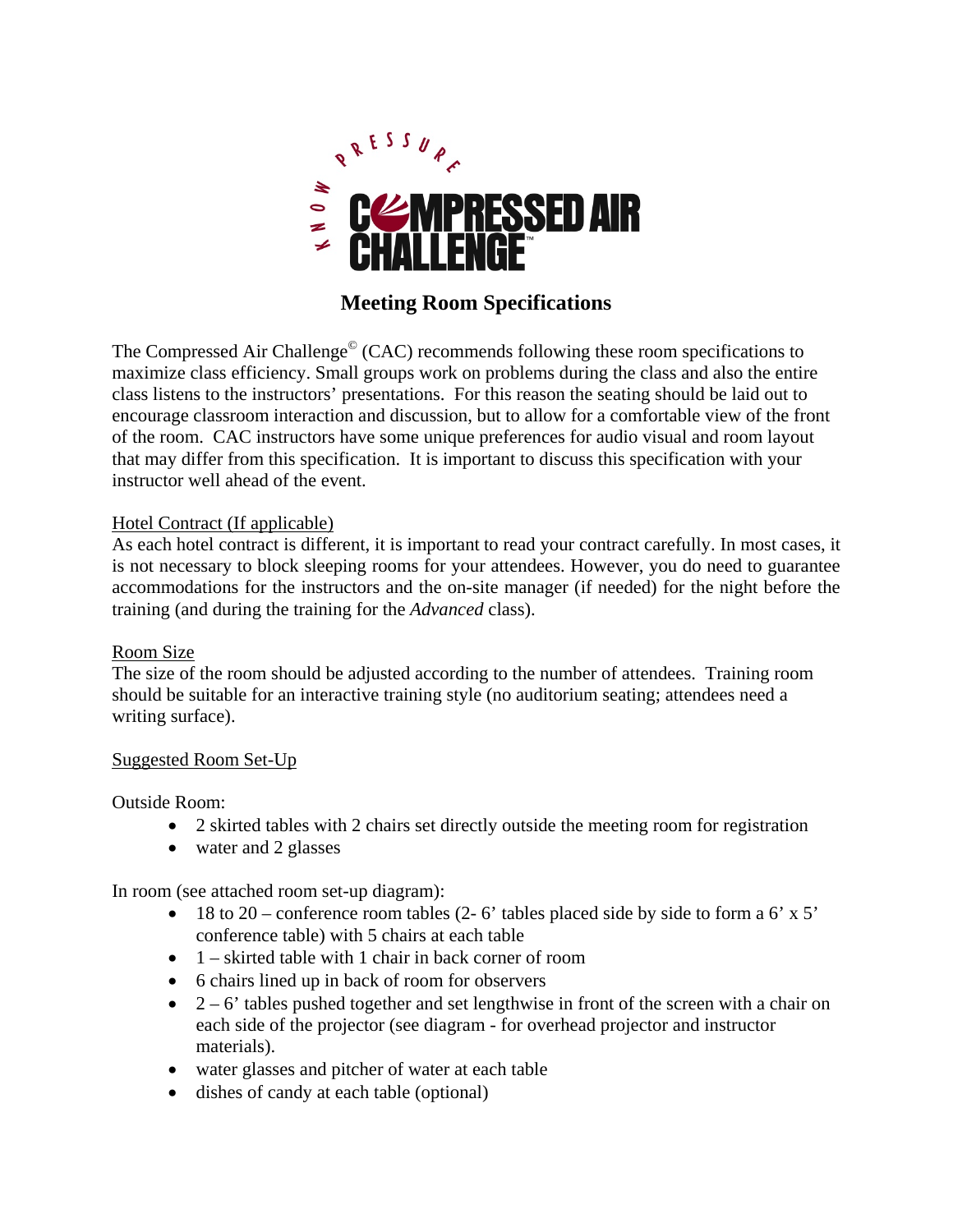KNOW PRESSURE COMPRESSED AIR CHALLENGE™

# Meeting Room Specifications

The Compressed Air Challenge© (CAC) recommends following these room specifications to maximize class efficiency. Small groups work on problems during the class and also the entire class listens to the instructors' presentations. For this reason the seating should be laid out to encourage classroom interaction and discussion, but to allow for a comfortable view of the front of the room. CAC instructors have some unique preferences for audio visual and room layout that may differ from this specification. It is important to discuss this specification with your instructor well ahead of the event.

## Hotel Contract (If applicable)

As each hotel contract is different, it is important to read your contract carefully. In most cases, it is not necessary to block sleeping rooms for your attendees. However, you do need to guarantee accommodations for the instructors and the on-site manager (if needed) for the night before the training (and during the training for the *Advanced* class).

## Room Size

The size of the room should be adjusted according to the number of attendees. Training room should be suitable for an interactive training style (no auditorium seating; attendees need a writing surface).

## Suggested Room Set-Up

Outside Room:

- 2 skirted tables with 2 chairs set directly outside the meeting room for registration
- water and 2 glasses

In room (see attached room set-up diagram):

- 18 to 20 – conference room tables (2- 6' tables placed side by side to form a 6' x 5' conference table) with 5 chairs at each table
- 1 – skirted table with 1 chair in back corner of room
- 6 chairs lined up in back of room for observers
- 2 – 6' tables pushed together and set lengthwise in front of the screen with a chair on each side of the projector (see diagram - for overhead projector and instructor materials).
- water glasses and pitcher of water at each table
- dishes of candy at each table (optional)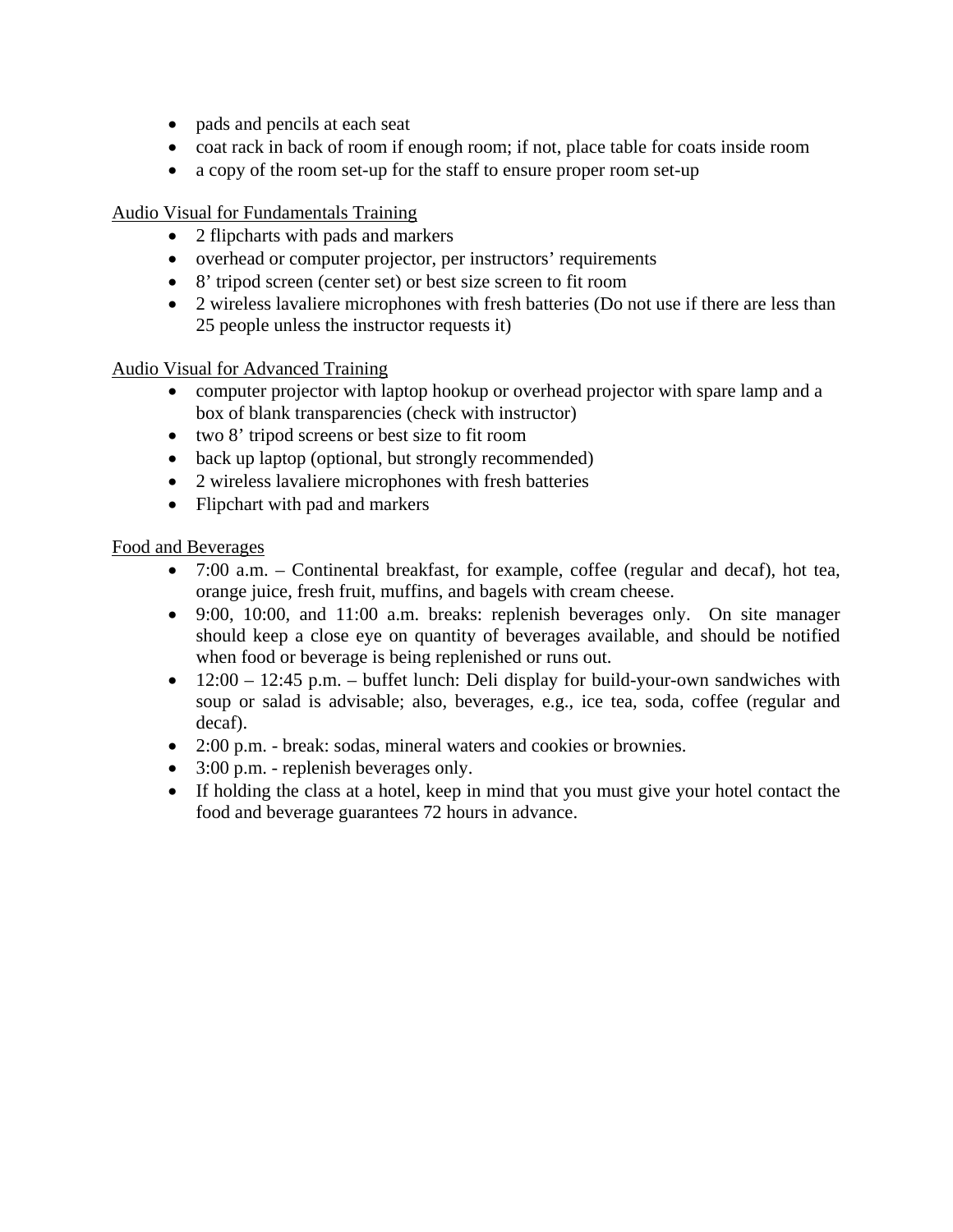- pads and pencils at each seat
- coat rack in back of room if enough room; if not, place table for coats inside room
- a copy of the room set-up for the staff to ensure proper room set-up

<u>Audio Visual for Fundamentals Training</u>

- 2 flipcharts with pads and markers
- overhead or computer projector, per instructors' requirements
- 8' tripod screen (center set) or best size screen to fit room
- 2 wireless lavaliere microphones with fresh batteries (Do not use if there are less than 25 people unless the instructor requests it)

<u>Audio Visual for Advanced Training</u>

- computer projector with laptop hookup or overhead projector with spare lamp and a box of blank transparencies (check with instructor)
- two 8' tripod screens or best size to fit room
- back up laptop (optional, but strongly recommended)
- 2 wireless lavaliere microphones with fresh batteries
- Flipchart with pad and markers

<u>Food and Beverages</u>

- 7:00 a.m. – Continental breakfast, for example, coffee (regular and decaf), hot tea, orange juice, fresh fruit, muffins, and bagels with cream cheese.
- 9:00, 10:00, and 11:00 a.m. breaks: replenish beverages only. On site manager should keep a close eye on quantity of beverages available, and should be notified when food or beverage is being replenished or runs out.
- 12:00 – 12:45 p.m. – buffet lunch: Deli display for build-your-own sandwiches with soup or salad is advisable; also, beverages, e.g., ice tea, soda, coffee (regular and decaf).
- 2:00 p.m. - break: sodas, mineral waters and cookies or brownies.
- 3:00 p.m. - replenish beverages only.
- If holding the class at a hotel, keep in mind that you must give your hotel contact the food and beverage guarantees 72 hours in advance.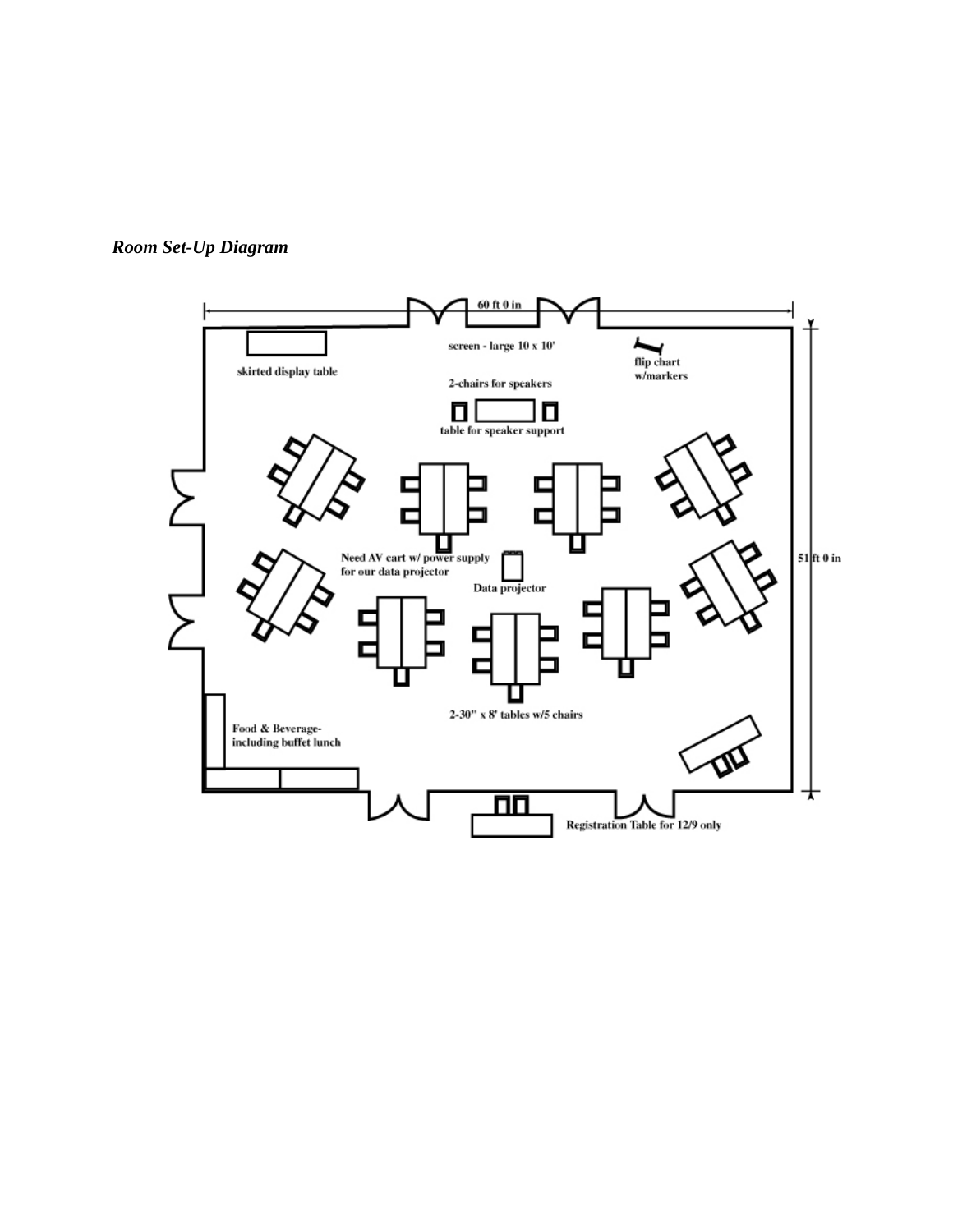*Room Set-Up Diagram*

60 ft 0 in

screen - large 10 x 10'

skirted display table

flip chart w/markers

2-chairs for speakers

table for speaker support

51 ft 0 in

Need AV cart w/ power supply for our data projector

Data projector

2-30" x 8' tables w/5 chairs

Food & Beverage- including buffet lunch

Registration Table for 12/9 only